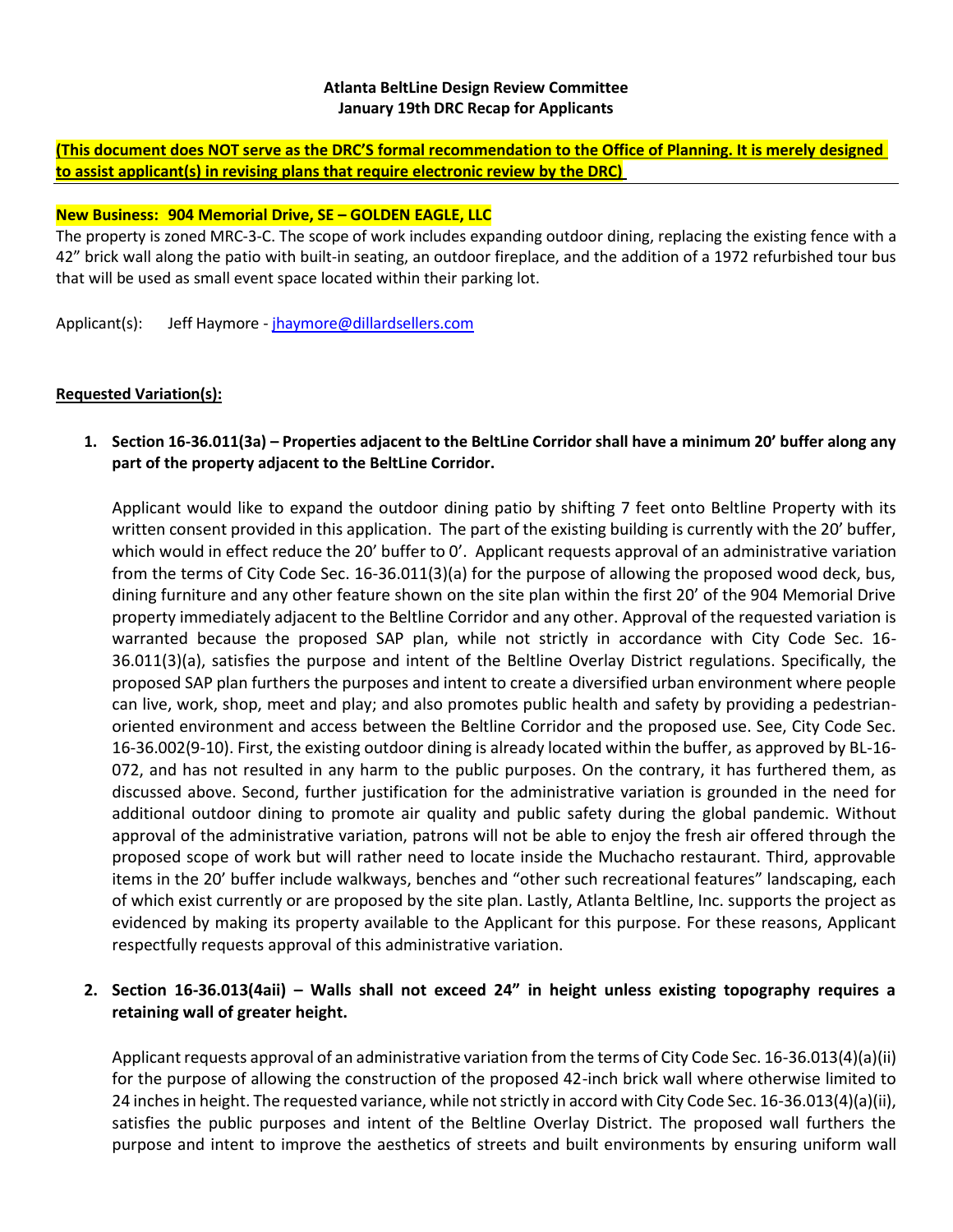**Atlanta BeltLine Design Review Committee**
**January 19th DRC Recap for Applicants**

**(This document does NOT serve as the DRC'S formal recommendation to the Office of Planning. It is merely designed to assist applicant(s) in revising plans that require electronic review by the DRC)**

---

**New Business: 904 Memorial Drive, SE – GOLDEN EAGLE, LLC**

The property is zoned MRC-3-C. The scope of work includes expanding outdoor dining, replacing the existing fence with a 42" brick wall along the patio with built-in seating, an outdoor fireplace, and the addition of a 1972 refurbished tour bus that will be used as small event space located within their parking lot.

Applicant(s): Jeff Haymore - jhaymore@dillardsellers.com

**Requested Variation(s):**

1. **Section 16-36.011(3a) – Properties adjacent to the BeltLine Corridor shall have a minimum 20' buffer along any part of the property adjacent to the BeltLine Corridor.**

   Applicant would like to expand the outdoor dining patio by shifting 7 feet onto Beltline Property with its written consent provided in this application. The part of the existing building is currently with the 20' buffer, which would in effect reduce the 20' buffer to 0'. Applicant requests approval of an administrative variation from the terms of City Code Sec. 16-36.011(3)(a) for the purpose of allowing the proposed wood deck, bus, dining furniture and any other feature shown on the site plan within the first 20' of the 904 Memorial Drive property immediately adjacent to the Beltline Corridor and any other. Approval of the requested variation is warranted because the proposed SAP plan, while not strictly in accordance with City Code Sec. 16-36.011(3)(a), satisfies the purpose and intent of the Beltline Overlay District regulations. Specifically, the proposed SAP plan furthers the purposes and intent to create a diversified urban environment where people can live, work, shop, meet and play; and also promotes public health and safety by providing a pedestrian-oriented environment and access between the Beltline Corridor and the proposed use. See, City Code Sec. 16-36.002(9-10). First, the existing outdoor dining is already located within the buffer, as approved by BL-16-072, and has not resulted in any harm to the public purposes. On the contrary, it has furthered them, as discussed above. Second, further justification for the administrative variation is grounded in the need for additional outdoor dining to promote air quality and public safety during the global pandemic. Without approval of the administrative variation, patrons will not be able to enjoy the fresh air offered through the proposed scope of work but will rather need to locate inside the Muchacho restaurant. Third, approvable items in the 20' buffer include walkways, benches and "other such recreational features" landscaping, each of which exist currently or are proposed by the site plan. Lastly, Atlanta Beltline, Inc. supports the project as evidenced by making its property available to the Applicant for this purpose. For these reasons, Applicant respectfully requests approval of this administrative variation.

2. **Section 16-36.013(4aii) – Walls shall not exceed 24" in height unless existing topography requires a retaining wall of greater height.**

   Applicant requests approval of an administrative variation from the terms of City Code Sec. 16-36.013(4)(a)(ii) for the purpose of allowing the construction of the proposed 42-inch brick wall where otherwise limited to 24 inches in height. The requested variance, while not strictly in accord with City Code Sec. 16-36.013(4)(a)(ii), satisfies the public purposes and intent of the Beltline Overlay District. The proposed wall furthers the purpose and intent to improve the aesthetics of streets and built environments by ensuring uniform wall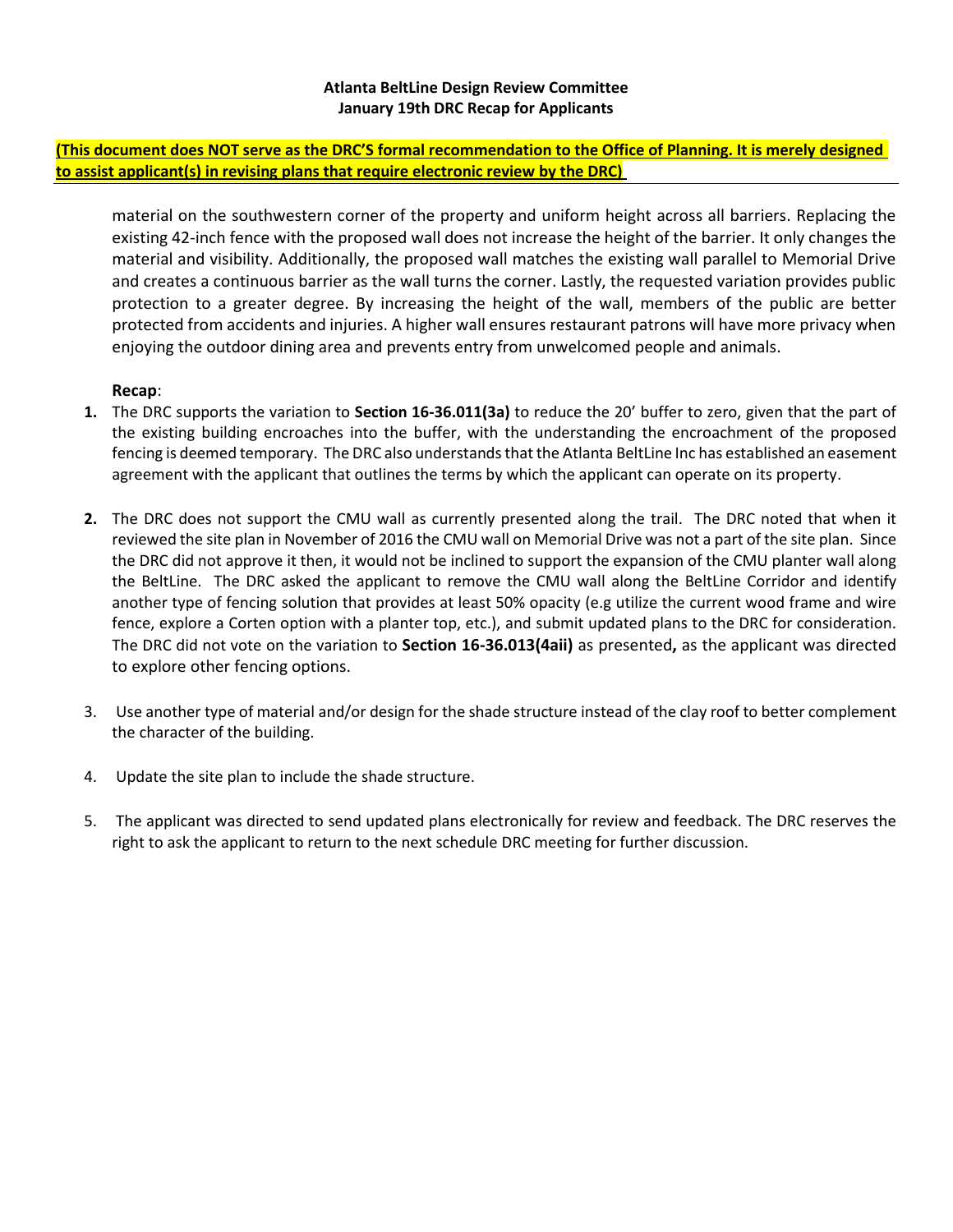**Atlanta BeltLine Design Review Committee**
**January 19th DRC Recap for Applicants**

**(This document does NOT serve as the DRC'S formal recommendation to the Office of Planning. It is merely designed to assist applicant(s) in revising plans that require electronic review by the DRC)**

material on the southwestern corner of the property and uniform height across all barriers. Replacing the existing 42-inch fence with the proposed wall does not increase the height of the barrier. It only changes the material and visibility. Additionally, the proposed wall matches the existing wall parallel to Memorial Drive and creates a continuous barrier as the wall turns the corner. Lastly, the requested variation provides public protection to a greater degree. By increasing the height of the wall, members of the public are better protected from accidents and injuries. A higher wall ensures restaurant patrons will have more privacy when enjoying the outdoor dining area and prevents entry from unwelcomed people and animals.

**Recap**:

1. The DRC supports the variation to **Section 16-36.011(3a)** to reduce the 20' buffer to zero, given that the part of the existing building encroaches into the buffer, with the understanding the encroachment of the proposed fencing is deemed temporary. The DRC also understands that the Atlanta BeltLine Inc has established an easement agreement with the applicant that outlines the terms by which the applicant can operate on its property.

2. The DRC does not support the CMU wall as currently presented along the trail. The DRC noted that when it reviewed the site plan in November of 2016 the CMU wall on Memorial Drive was not a part of the site plan. Since the DRC did not approve it then, it would not be inclined to support the expansion of the CMU planter wall along the BeltLine. The DRC asked the applicant to remove the CMU wall along the BeltLine Corridor and identify another type of fencing solution that provides at least 50% opacity (e.g utilize the current wood frame and wire fence, explore a Corten option with a planter top, etc.), and submit updated plans to the DRC for consideration. The DRC did not vote on the variation to **Section 16-36.013(4aii)** as presented**,** as the applicant was directed to explore other fencing options.

3. Use another type of material and/or design for the shade structure instead of the clay roof to better complement the character of the building.

4. Update the site plan to include the shade structure.

5. The applicant was directed to send updated plans electronically for review and feedback. The DRC reserves the right to ask the applicant to return to the next schedule DRC meeting for further discussion.